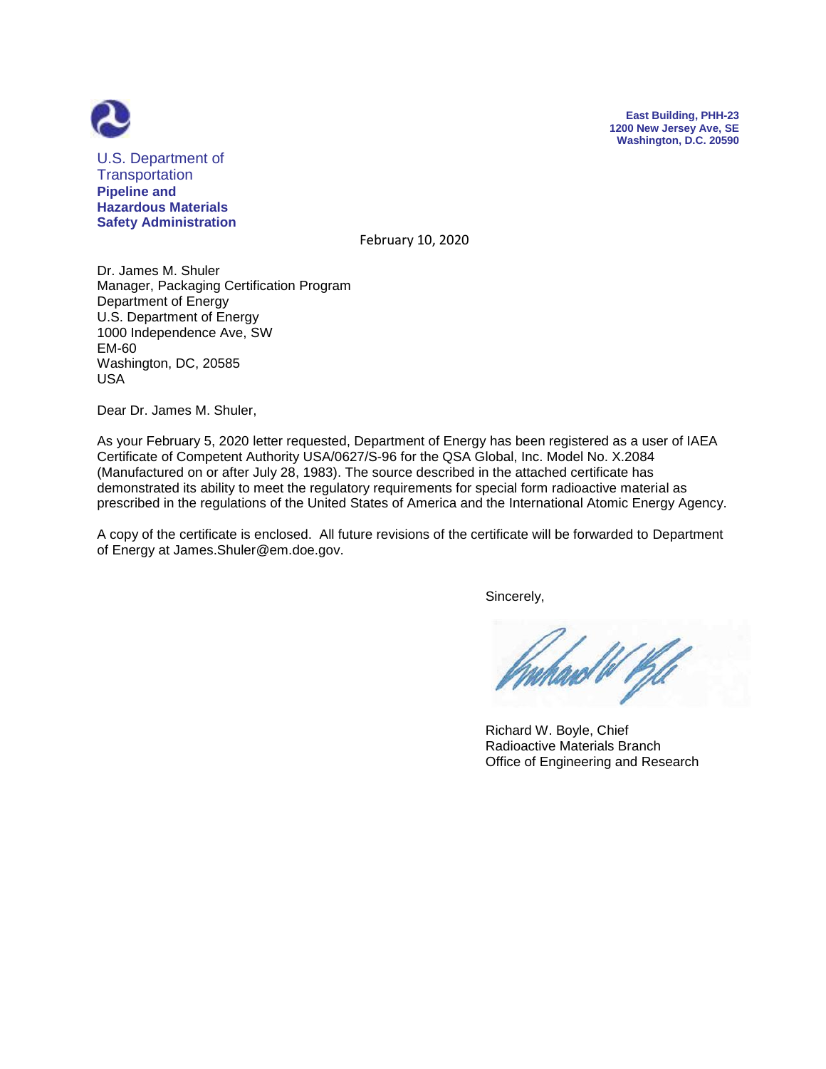U.S. Department of Transportation
**Pipeline and Hazardous Materials Safety Administration**

**East Building, PHH-23**
**1200 New Jersey Ave, SE**
**Washington, D.C. 20590**

February 10, 2020

Dr. James M. Shuler
Manager, Packaging Certification Program
Department of Energy
U.S. Department of Energy
1000 Independence Ave, SW
EM-60
Washington, DC, 20585
USA

Dear Dr. James M. Shuler,

As your February 5, 2020 letter requested, Department of Energy has been registered as a user of IAEA Certificate of Competent Authority USA/0627/S-96 for the QSA Global, Inc. Model No. X.2084 (Manufactured on or after July 28, 1983). The source described in the attached certificate has demonstrated its ability to meet the regulatory requirements for special form radioactive material as prescribed in the regulations of the United States of America and the International Atomic Energy Agency.

A copy of the certificate is enclosed. All future revisions of the certificate will be forwarded to Department of Energy at James.Shuler@em.doe.gov.

Sincerely,

Richard W. Boyle, Chief
Radioactive Materials Branch
Office of Engineering and Research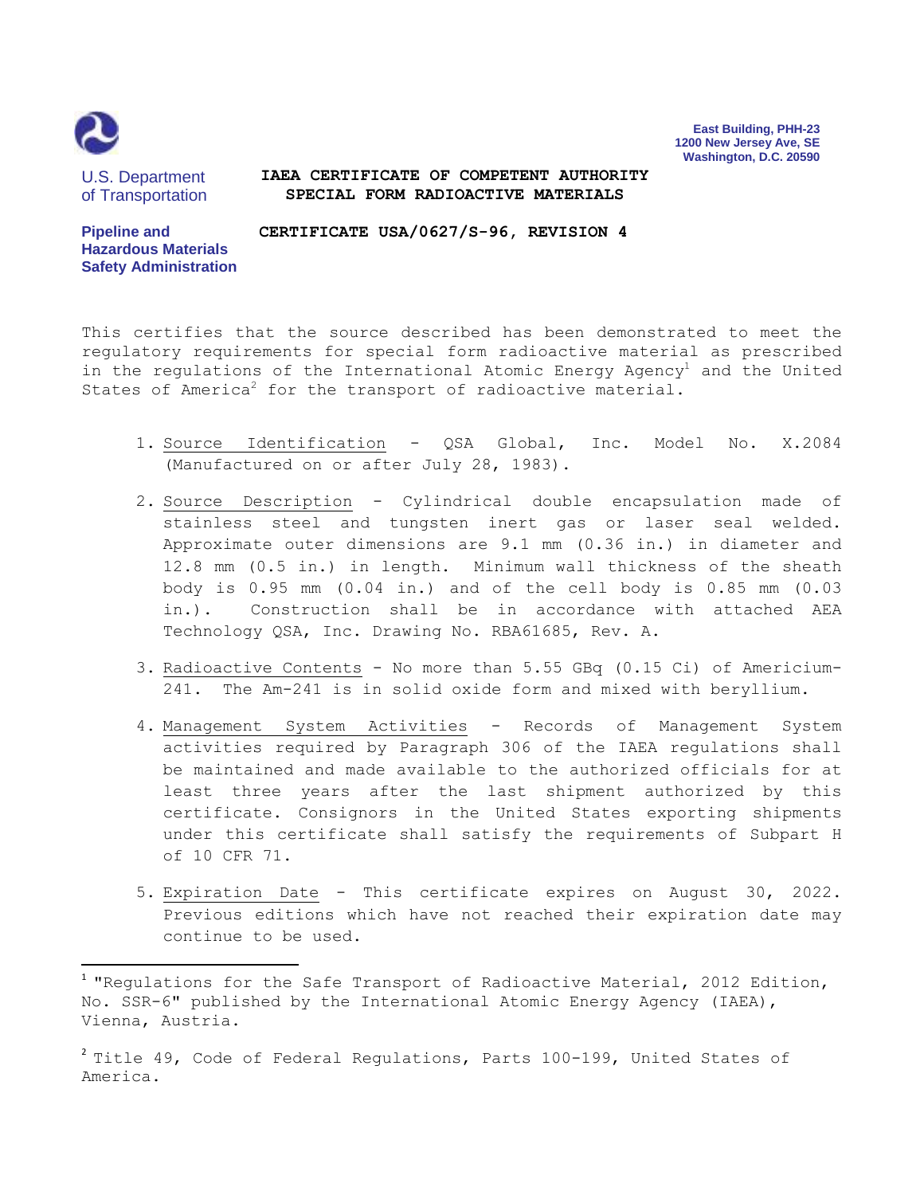U.S. Department of Transportation

**Pipeline and Hazardous Materials Safety Administration**

**East Building, PHH-23**
**1200 New Jersey Ave, SE**
**Washington, D.C. 20590**

**IAEA CERTIFICATE OF COMPETENT AUTHORITY**
**SPECIAL FORM RADIOACTIVE MATERIALS**

**CERTIFICATE USA/0627/S-96, REVISION 4**

This certifies that the source described has been demonstrated to meet the regulatory requirements for special form radioactive material as prescribed in the regulations of the International Atomic Energy Agency[1] and the United States of America[2] for the transport of radioactive material.

1. Source Identification - QSA Global, Inc. Model No. X.2084 (Manufactured on or after July 28, 1983).

2. Source Description - Cylindrical double encapsulation made of stainless steel and tungsten inert gas or laser seal welded. Approximate outer dimensions are 9.1 mm (0.36 in.) in diameter and 12.8 mm (0.5 in.) in length. Minimum wall thickness of the sheath body is 0.95 mm (0.04 in.) and of the cell body is 0.85 mm (0.03 in.). Construction shall be in accordance with attached AEA Technology QSA, Inc. Drawing No. RBA61685, Rev. A.

3. Radioactive Contents - No more than 5.55 GBq (0.15 Ci) of Americium-241. The Am-241 is in solid oxide form and mixed with beryllium.

4. Management System Activities - Records of Management System activities required by Paragraph 306 of the IAEA regulations shall be maintained and made available to the authorized officials for at least three years after the last shipment authorized by this certificate. Consignors in the United States exporting shipments under this certificate shall satisfy the requirements of Subpart H of 10 CFR 71.

5. Expiration Date - This certificate expires on August 30, 2022. Previous editions which have not reached their expiration date may continue to be used.

---

[1] "Regulations for the Safe Transport of Radioactive Material, 2012 Edition, No. SSR-6" published by the International Atomic Energy Agency (IAEA), Vienna, Austria.

[2] Title 49, Code of Federal Regulations, Parts 100-199, United States of America.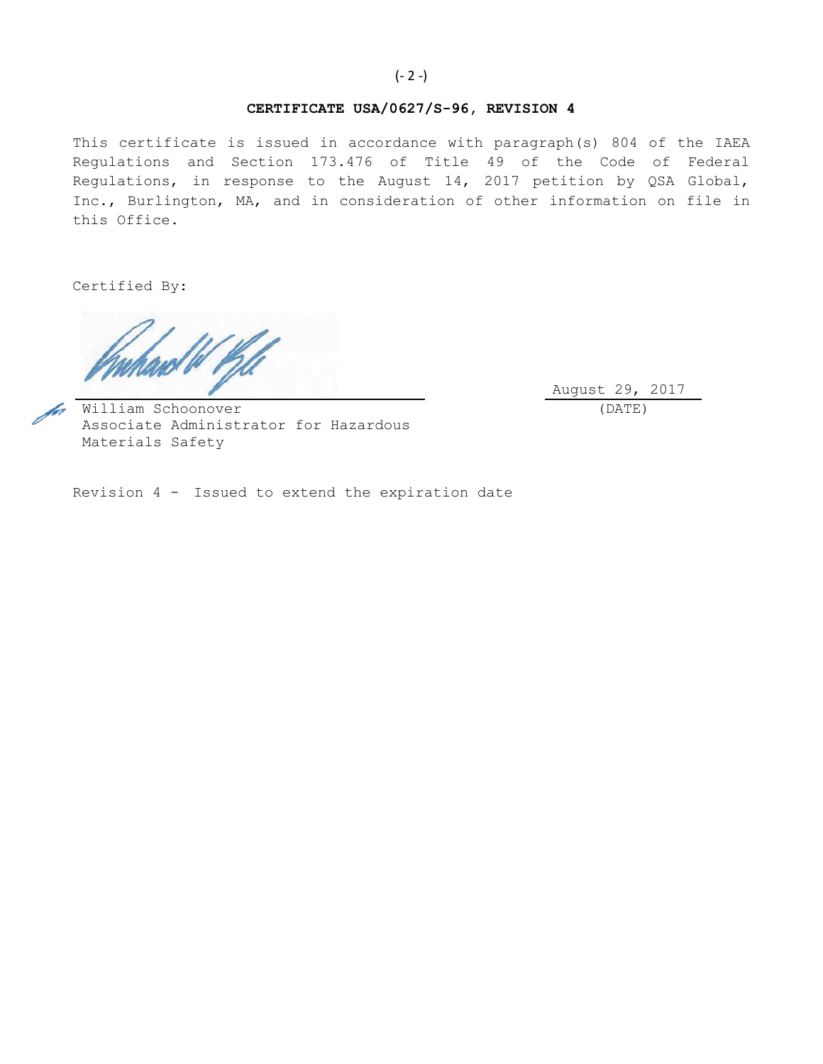**CERTIFICATE USA/0627/S-96, REVISION 4**

This certificate is issued in accordance with paragraph(s) 804 of the IAEA Regulations and Section 173.476 of Title 49 of the Code of Federal Regulations, in response to the August 14, 2017 petition by QSA Global, Inc., Burlington, MA, and in consideration of other information on file in this Office.

Certified By:

William Schoonover
Associate Administrator for Hazardous Materials Safety

August 29, 2017
(DATE)

Revision 4 - Issued to extend the expiration date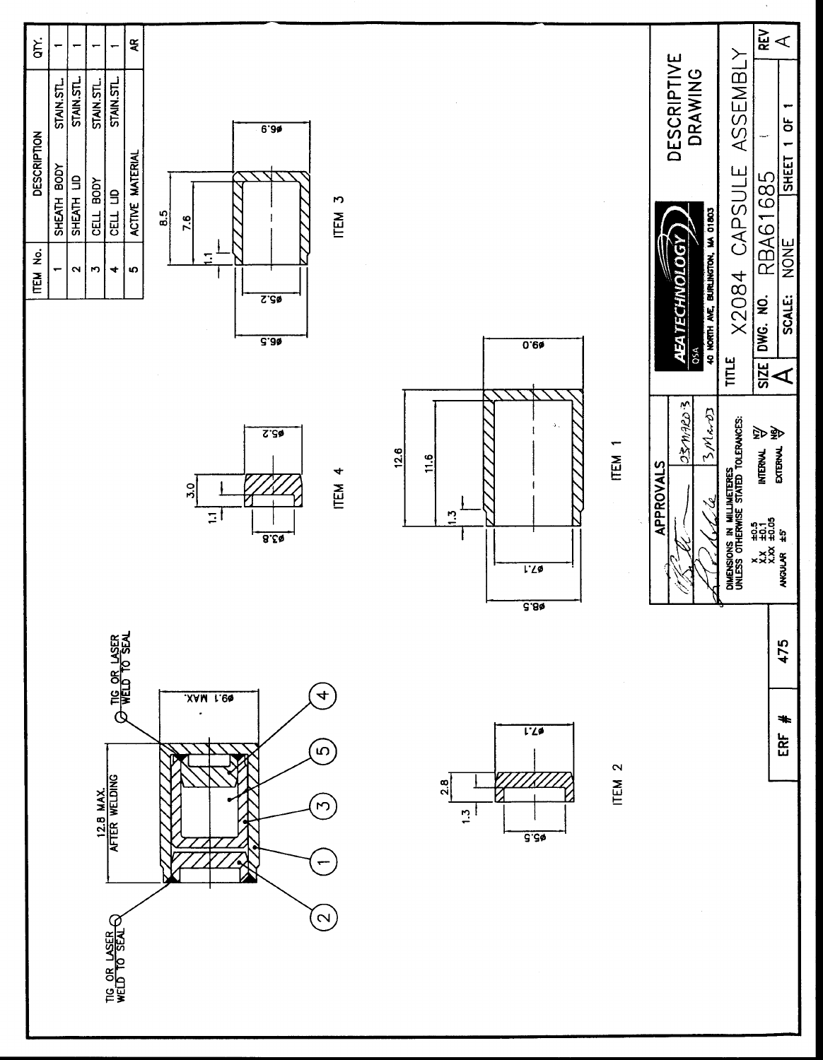| ITEM No. | DESCRIPTION | | QTY. |
|---|---|---|---|
| 1 | SHEATH BODY | STAIN.STL. | 1 |
| 2 | SHEATH LID | STAIN.STL. | 1 |
| 3 | CELL BODY | STAIN.STL. | 1 |
| 4 | CELL LID | STAIN.STL. | 1 |
| 5 | ACTIVE MATERIAL | | AR |

TIG OR LASER WELD TO SEAL

TIG OR LASER WELD TO SEAL

12.8 MAX. AFTER WELDING

ø9.1 MAX.

ITEM 1: 12.6, 11.6, 1.3, ø7.1, ø8.5, ø9.0

ITEM 2: 1.3, 2.8, ø5.5, ø7.1

ITEM 3: 8.5, 7.6, 1.1, ø5.2, ø5.5, ø6.9

ITEM 4: 3.0, 1.1, ø3.8, ø5.2

APPROVALS

03MAR03

3Mar03

DIMENSIONS IN MILLIMETERS UNLESS OTHERWISE STATED TOLERANCES:

X ±0.5
X.X ±0.1
X.XX ±0.05
ANGULAR ±5°

INTERNAL N7
EXTERNAL N6

AEA TECHNOLOGY QSA
40 NORTH AVE, BURLINGTON, MA 01803

DESCRIPTIVE DRAWING

TITLE: X2084 CAPSULE ASSEMBLY

SIZE: A

DWG. NO.: RBA61685

REV: A

SCALE: NONE

SHEET 1 OF 1

ERF # 475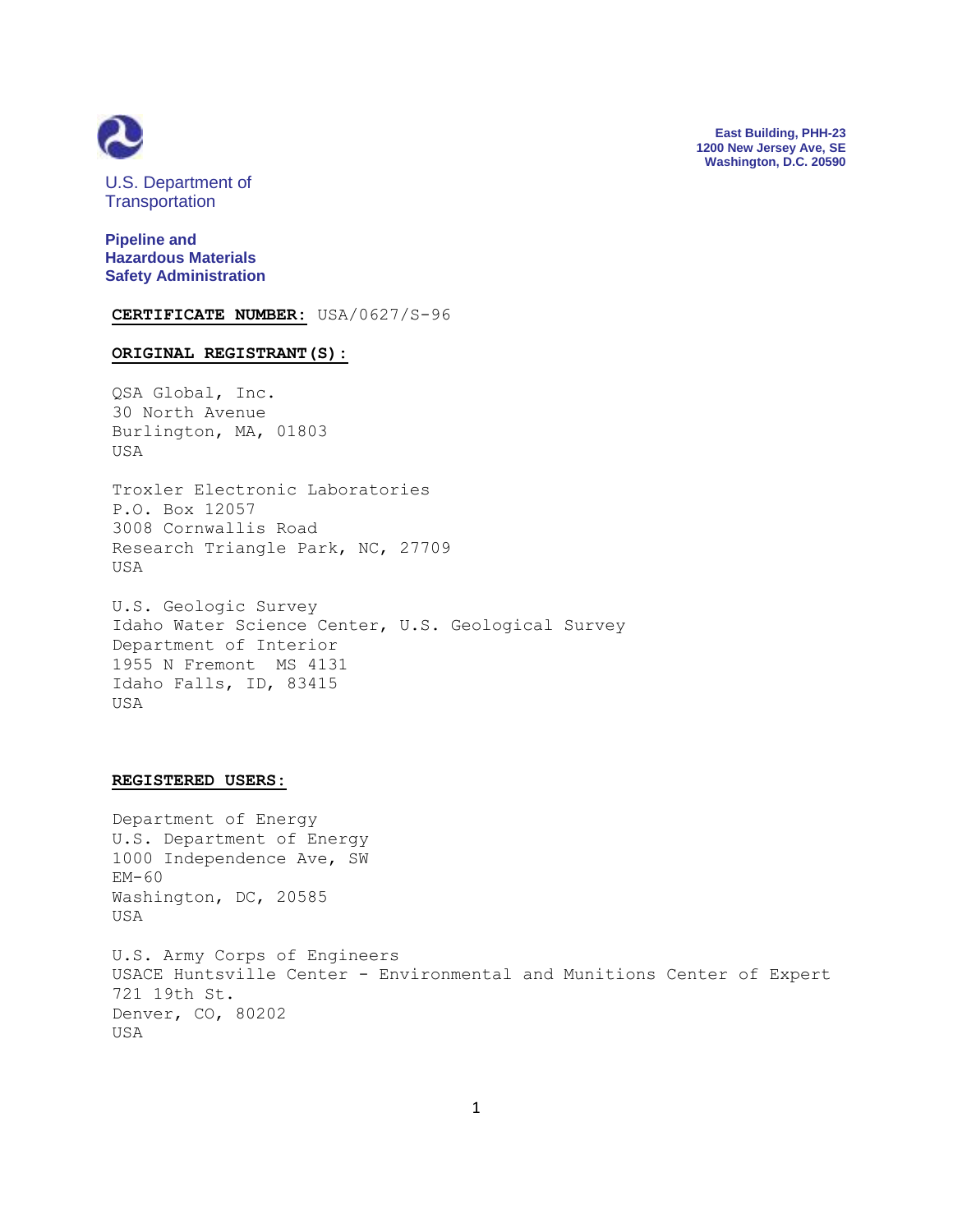U.S. Department of Transportation

**Pipeline and Hazardous Materials Safety Administration**

**East Building, PHH-23**
**1200 New Jersey Ave, SE**
**Washington, D.C. 20590**

**CERTIFICATE NUMBER:** USA/0627/S-96

**ORIGINAL REGISTRANT(S):**

QSA Global, Inc.
30 North Avenue
Burlington, MA, 01803
USA

Troxler Electronic Laboratories
P.O. Box 12057
3008 Cornwallis Road
Research Triangle Park, NC, 27709
USA

U.S. Geologic Survey
Idaho Water Science Center, U.S. Geological Survey
Department of Interior
1955 N Fremont MS 4131
Idaho Falls, ID, 83415
USA

**REGISTERED USERS:**

Department of Energy
U.S. Department of Energy
1000 Independence Ave, SW
EM-60
Washington, DC, 20585
USA

U.S. Army Corps of Engineers
USACE Huntsville Center - Environmental and Munitions Center of Expert
721 19th St.
Denver, CO, 80202
USA